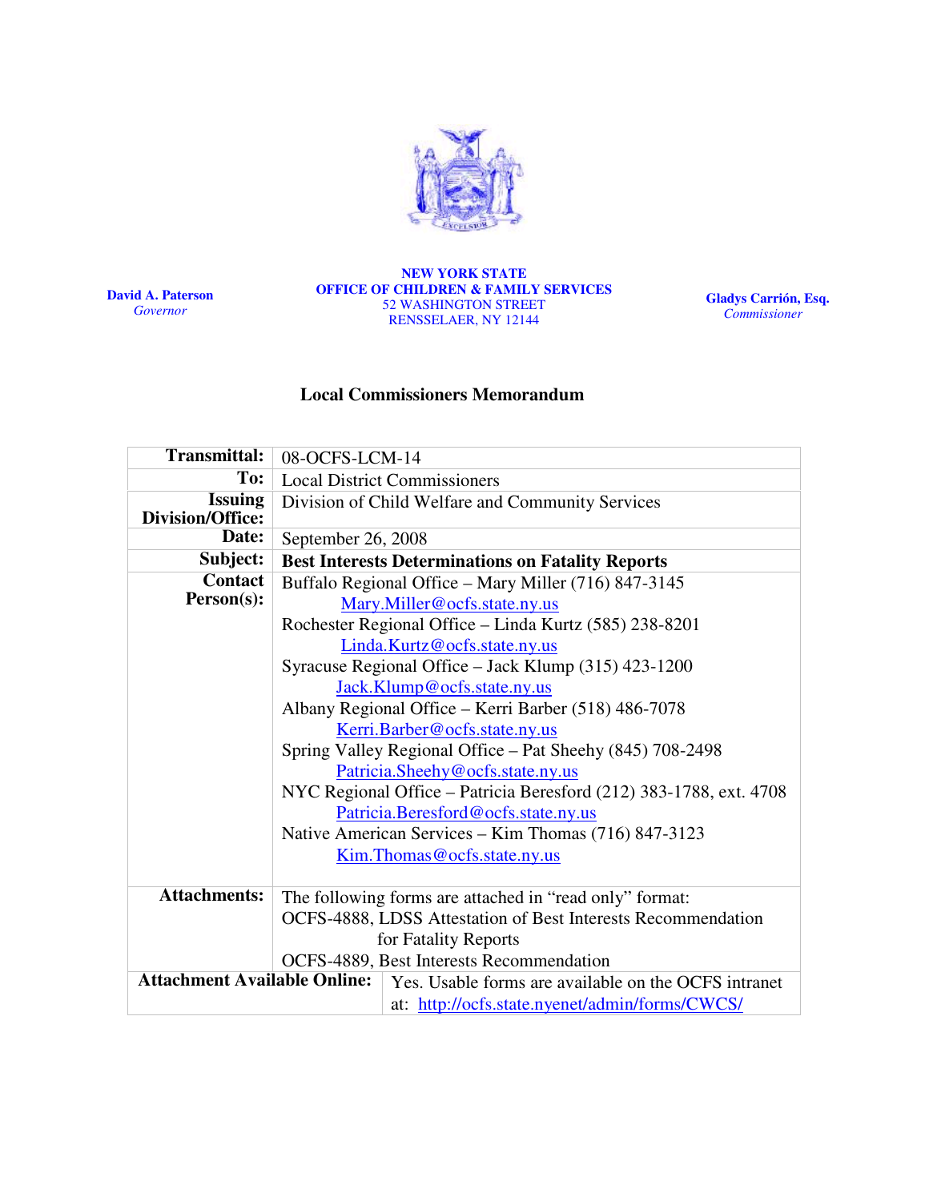David A. Paterson
*Governor*

**NEW YORK STATE**
**OFFICE OF CHILDREN & FAMILY SERVICES**
52 WASHINGTON STREET
RENSSELAER, NY 12144

Gladys Carrión, Esq.
*Commissioner*

## Local Commissioners Memorandum

| | |
|---|---|
| **Transmittal:** | 08-OCFS-LCM-14 |
| **To:** | Local District Commissioners |
| **Issuing Division/Office:** | Division of Child Welfare and Community Services |
| **Date:** | September 26, 2008 |
| **Subject:** | **Best Interests Determinations on Fatality Reports** |
| **Contact Person(s):** | Buffalo Regional Office – Mary Miller (716) 847-3145 Mary.Miller@ocfs.state.ny.us<br>Rochester Regional Office – Linda Kurtz (585) 238-8201 Linda.Kurtz@ocfs.state.ny.us<br>Syracuse Regional Office – Jack Klump (315) 423-1200 Jack.Klump@ocfs.state.ny.us<br>Albany Regional Office – Kerri Barber (518) 486-7078 Kerri.Barber@ocfs.state.ny.us<br>Spring Valley Regional Office – Pat Sheehy (845) 708-2498 Patricia.Sheehy@ocfs.state.ny.us<br>NYC Regional Office – Patricia Beresford (212) 383-1788, ext. 4708 Patricia.Beresford@ocfs.state.ny.us<br>Native American Services – Kim Thomas (716) 847-3123 Kim.Thomas@ocfs.state.ny.us |
| **Attachments:** | The following forms are attached in "read only" format:<br>OCFS-4888, LDSS Attestation of Best Interests Recommendation for Fatality Reports<br>OCFS-4889, Best Interests Recommendation |
| **Attachment Available Online:** | Yes. Usable forms are available on the OCFS intranet at: http://ocfs.state.nyenet/admin/forms/CWCS/ |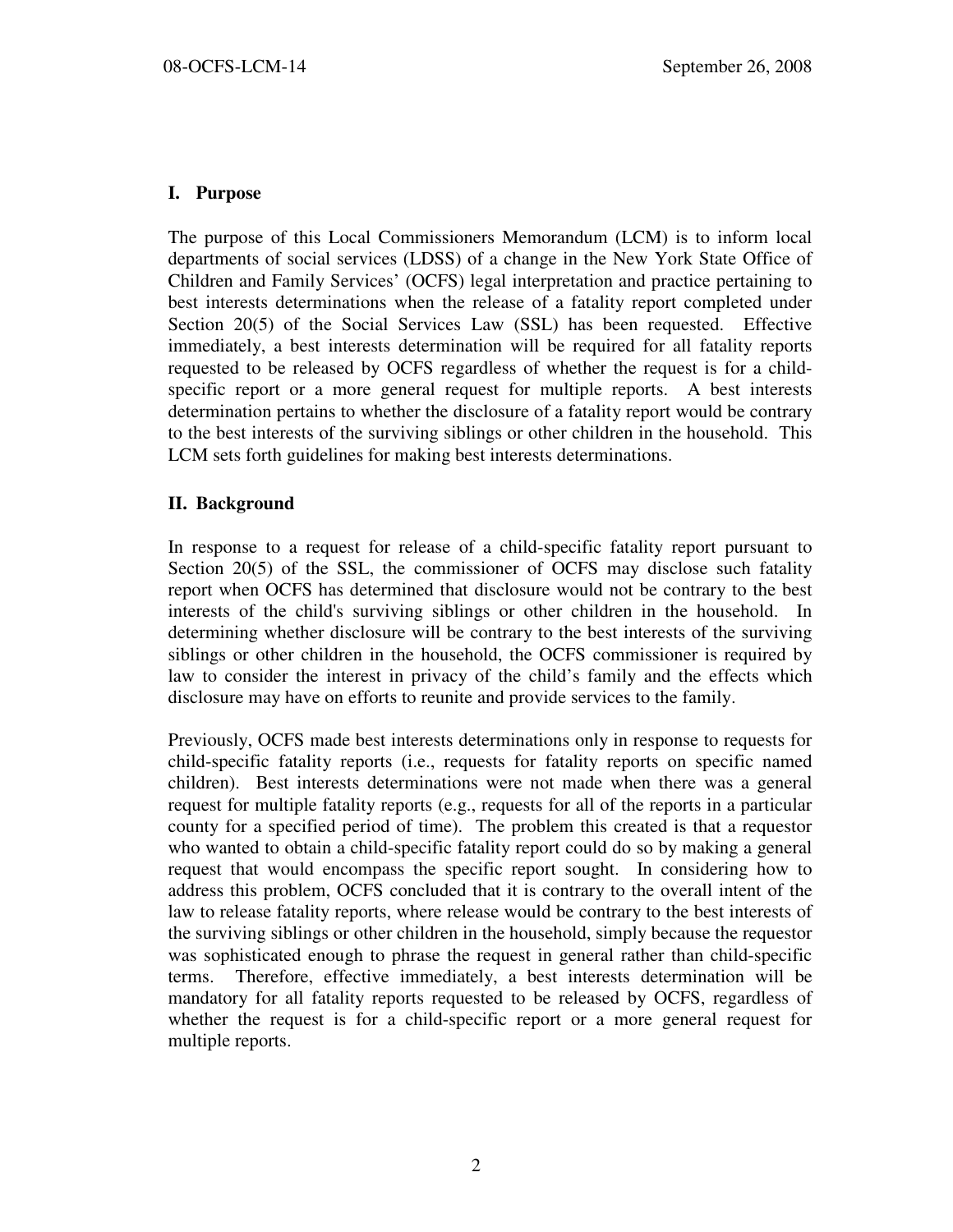## I. Purpose

The purpose of this Local Commissioners Memorandum (LCM) is to inform local departments of social services (LDSS) of a change in the New York State Office of Children and Family Services' (OCFS) legal interpretation and practice pertaining to best interests determinations when the release of a fatality report completed under Section 20(5) of the Social Services Law (SSL) has been requested. Effective immediately, a best interests determination will be required for all fatality reports requested to be released by OCFS regardless of whether the request is for a child-specific report or a more general request for multiple reports. A best interests determination pertains to whether the disclosure of a fatality report would be contrary to the best interests of the surviving siblings or other children in the household. This LCM sets forth guidelines for making best interests determinations.

## II. Background

In response to a request for release of a child-specific fatality report pursuant to Section 20(5) of the SSL, the commissioner of OCFS may disclose such fatality report when OCFS has determined that disclosure would not be contrary to the best interests of the child's surviving siblings or other children in the household. In determining whether disclosure will be contrary to the best interests of the surviving siblings or other children in the household, the OCFS commissioner is required by law to consider the interest in privacy of the child's family and the effects which disclosure may have on efforts to reunite and provide services to the family.

Previously, OCFS made best interests determinations only in response to requests for child-specific fatality reports (i.e., requests for fatality reports on specific named children). Best interests determinations were not made when there was a general request for multiple fatality reports (e.g., requests for all of the reports in a particular county for a specified period of time). The problem this created is that a requestor who wanted to obtain a child-specific fatality report could do so by making a general request that would encompass the specific report sought. In considering how to address this problem, OCFS concluded that it is contrary to the overall intent of the law to release fatality reports, where release would be contrary to the best interests of the surviving siblings or other children in the household, simply because the requestor was sophisticated enough to phrase the request in general rather than child-specific terms. Therefore, effective immediately, a best interests determination will be mandatory for all fatality reports requested to be released by OCFS, regardless of whether the request is for a child-specific report or a more general request for multiple reports.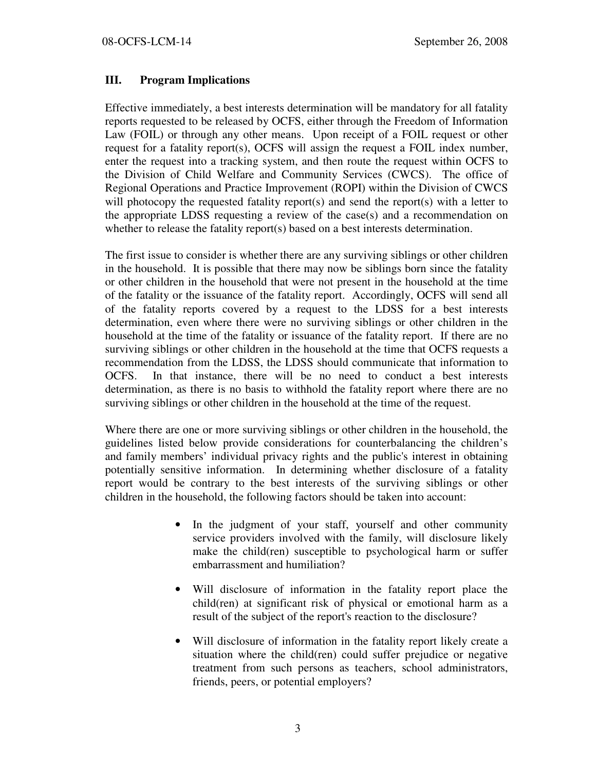### III. Program Implications

Effective immediately, a best interests determination will be mandatory for all fatality reports requested to be released by OCFS, either through the Freedom of Information Law (FOIL) or through any other means. Upon receipt of a FOIL request or other request for a fatality report(s), OCFS will assign the request a FOIL index number, enter the request into a tracking system, and then route the request within OCFS to the Division of Child Welfare and Community Services (CWCS). The office of Regional Operations and Practice Improvement (ROPI) within the Division of CWCS will photocopy the requested fatality report(s) and send the report(s) with a letter to the appropriate LDSS requesting a review of the case(s) and a recommendation on whether to release the fatality report(s) based on a best interests determination.

The first issue to consider is whether there are any surviving siblings or other children in the household. It is possible that there may now be siblings born since the fatality or other children in the household that were not present in the household at the time of the fatality or the issuance of the fatality report. Accordingly, OCFS will send all of the fatality reports covered by a request to the LDSS for a best interests determination, even where there were no surviving siblings or other children in the household at the time of the fatality or issuance of the fatality report. If there are no surviving siblings or other children in the household at the time that OCFS requests a recommendation from the LDSS, the LDSS should communicate that information to OCFS. In that instance, there will be no need to conduct a best interests determination, as there is no basis to withhold the fatality report where there are no surviving siblings or other children in the household at the time of the request.

Where there are one or more surviving siblings or other children in the household, the guidelines listed below provide considerations for counterbalancing the children's and family members' individual privacy rights and the public's interest in obtaining potentially sensitive information. In determining whether disclosure of a fatality report would be contrary to the best interests of the surviving siblings or other children in the household, the following factors should be taken into account:

- In the judgment of your staff, yourself and other community service providers involved with the family, will disclosure likely make the child(ren) susceptible to psychological harm or suffer embarrassment and humiliation?
- Will disclosure of information in the fatality report place the child(ren) at significant risk of physical or emotional harm as a result of the subject of the report's reaction to the disclosure?
- Will disclosure of information in the fatality report likely create a situation where the child(ren) could suffer prejudice or negative treatment from such persons as teachers, school administrators, friends, peers, or potential employers?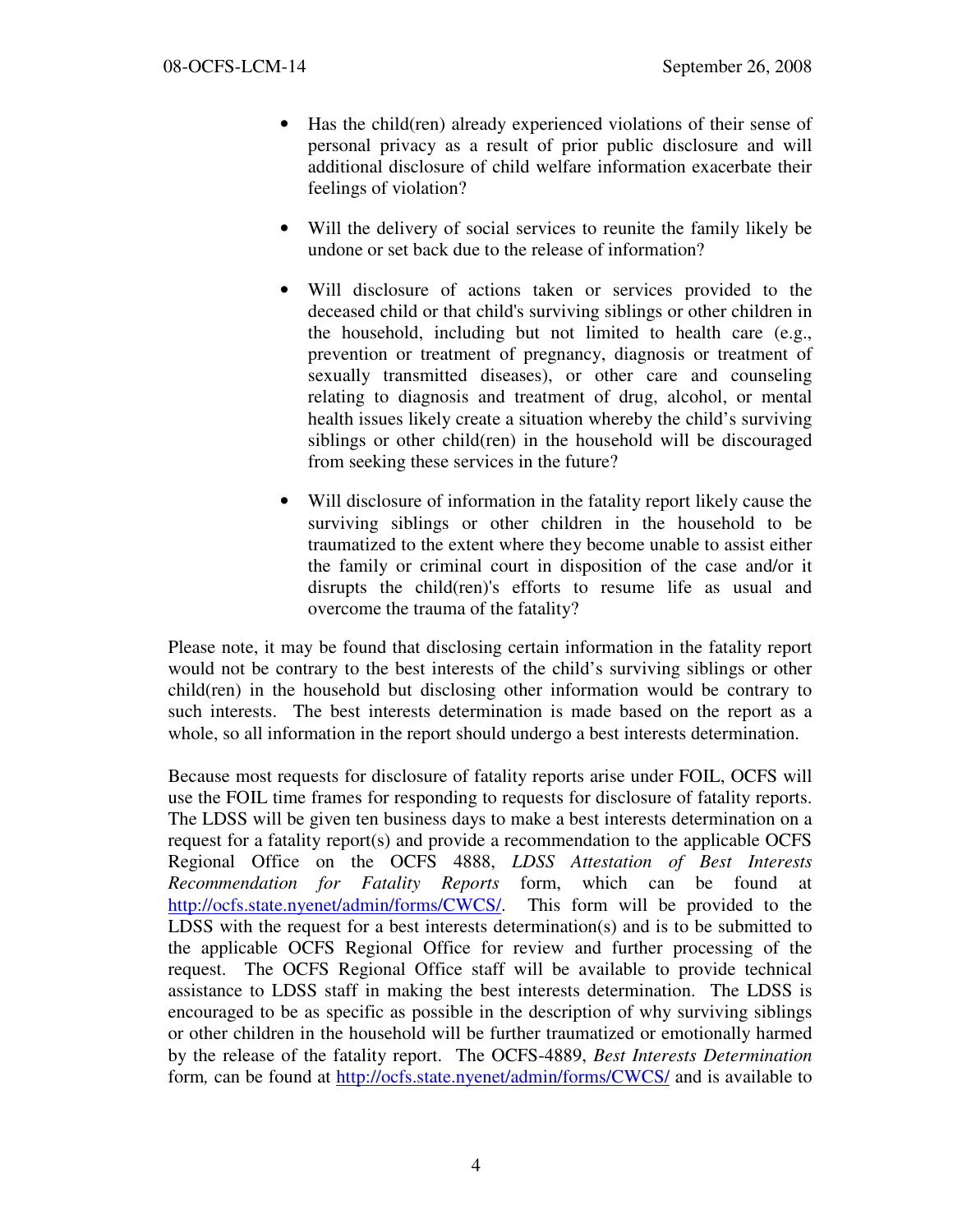- Has the child(ren) already experienced violations of their sense of personal privacy as a result of prior public disclosure and will additional disclosure of child welfare information exacerbate their feelings of violation?

- Will the delivery of social services to reunite the family likely be undone or set back due to the release of information?

- Will disclosure of actions taken or services provided to the deceased child or that child's surviving siblings or other children in the household, including but not limited to health care (e.g., prevention or treatment of pregnancy, diagnosis or treatment of sexually transmitted diseases), or other care and counseling relating to diagnosis and treatment of drug, alcohol, or mental health issues likely create a situation whereby the child's surviving siblings or other child(ren) in the household will be discouraged from seeking these services in the future?

- Will disclosure of information in the fatality report likely cause the surviving siblings or other children in the household to be traumatized to the extent where they become unable to assist either the family or criminal court in disposition of the case and/or it disrupts the child(ren)'s efforts to resume life as usual and overcome the trauma of the fatality?

Please note, it may be found that disclosing certain information in the fatality report would not be contrary to the best interests of the child's surviving siblings or other child(ren) in the household but disclosing other information would be contrary to such interests. The best interests determination is made based on the report as a whole, so all information in the report should undergo a best interests determination.

Because most requests for disclosure of fatality reports arise under FOIL, OCFS will use the FOIL time frames for responding to requests for disclosure of fatality reports. The LDSS will be given ten business days to make a best interests determination on a request for a fatality report(s) and provide a recommendation to the applicable OCFS Regional Office on the OCFS 4888, *LDSS Attestation of Best Interests Recommendation for Fatality Reports* form, which can be found at http://ocfs.state.nyenet/admin/forms/CWCS/. This form will be provided to the LDSS with the request for a best interests determination(s) and is to be submitted to the applicable OCFS Regional Office for review and further processing of the request. The OCFS Regional Office staff will be available to provide technical assistance to LDSS staff in making the best interests determination. The LDSS is encouraged to be as specific as possible in the description of why surviving siblings or other children in the household will be further traumatized or emotionally harmed by the release of the fatality report. The OCFS-4889, *Best Interests Determination* form, can be found at http://ocfs.state.nyenet/admin/forms/CWCS/ and is available to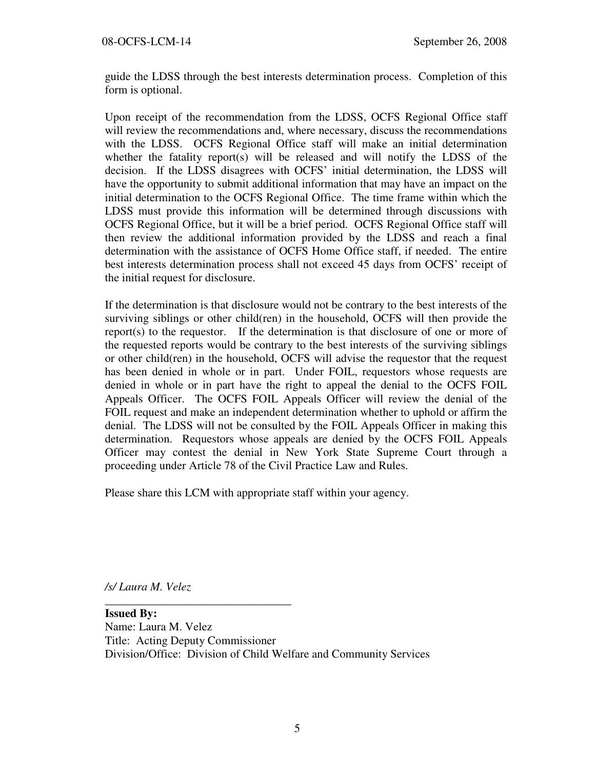guide the LDSS through the best interests determination process. Completion of this form is optional.

Upon receipt of the recommendation from the LDSS, OCFS Regional Office staff will review the recommendations and, where necessary, discuss the recommendations with the LDSS. OCFS Regional Office staff will make an initial determination whether the fatality report(s) will be released and will notify the LDSS of the decision. If the LDSS disagrees with OCFS' initial determination, the LDSS will have the opportunity to submit additional information that may have an impact on the initial determination to the OCFS Regional Office. The time frame within which the LDSS must provide this information will be determined through discussions with OCFS Regional Office, but it will be a brief period. OCFS Regional Office staff will then review the additional information provided by the LDSS and reach a final determination with the assistance of OCFS Home Office staff, if needed. The entire best interests determination process shall not exceed 45 days from OCFS' receipt of the initial request for disclosure.

If the determination is that disclosure would not be contrary to the best interests of the surviving siblings or other child(ren) in the household, OCFS will then provide the report(s) to the requestor. If the determination is that disclosure of one or more of the requested reports would be contrary to the best interests of the surviving siblings or other child(ren) in the household, OCFS will advise the requestor that the request has been denied in whole or in part. Under FOIL, requestors whose requests are denied in whole or in part have the right to appeal the denial to the OCFS FOIL Appeals Officer. The OCFS FOIL Appeals Officer will review the denial of the FOIL request and make an independent determination whether to uphold or affirm the denial. The LDSS will not be consulted by the FOIL Appeals Officer in making this determination. Requestors whose appeals are denied by the OCFS FOIL Appeals Officer may contest the denial in New York State Supreme Court through a proceeding under Article 78 of the Civil Practice Law and Rules.

Please share this LCM with appropriate staff within your agency.

*/s/ Laura M. Velez*

---

**Issued By:**
Name: Laura M. Velez
Title: Acting Deputy Commissioner
Division/Office: Division of Child Welfare and Community Services